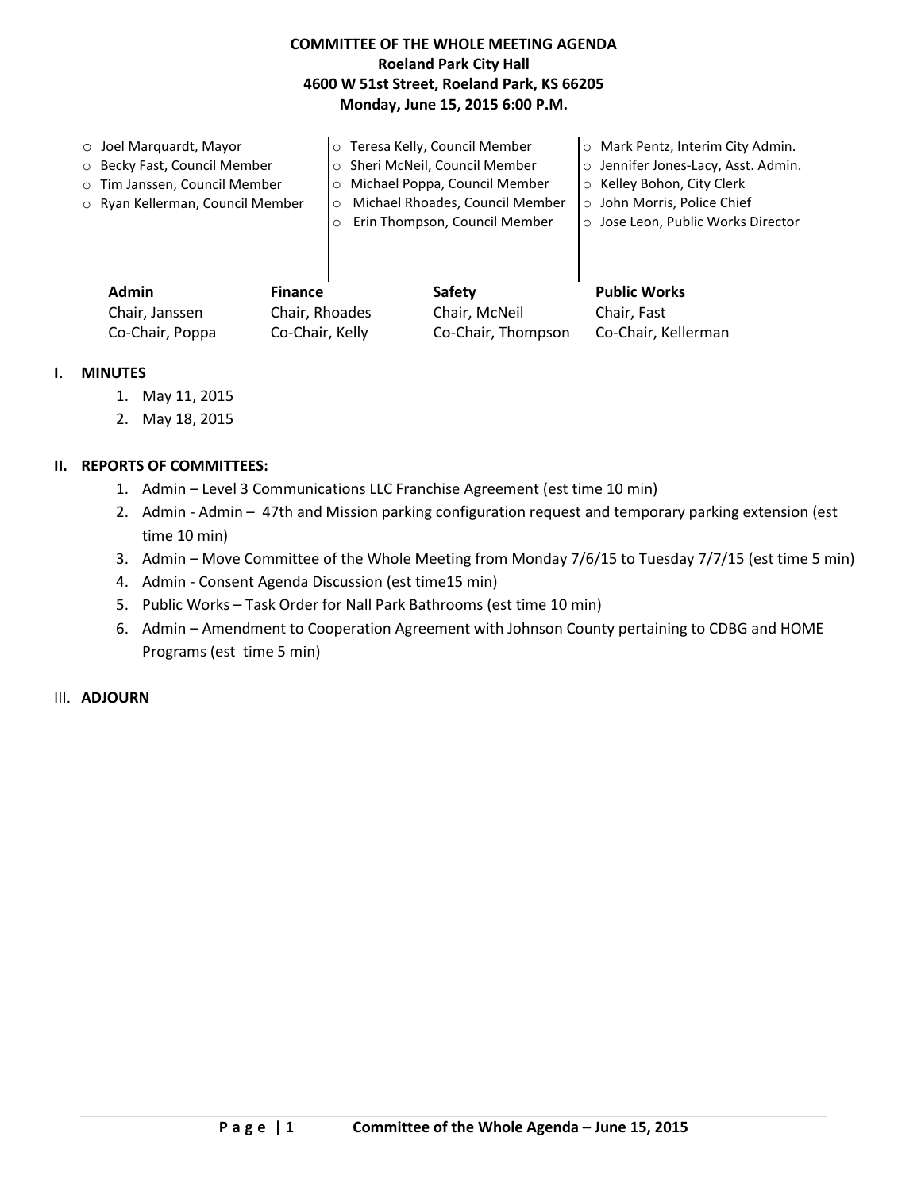**COMMITTEE OF THE WHOLE MEETING AGENDA**
**Roeland Park City Hall**
**4600 W 51st Street, Roeland Park, KS 66205**
**Monday, June 15, 2015 6:00 P.M.**

- Joel Marquardt, Mayor
- Becky Fast, Council Member
- Tim Janssen, Council Member
- Ryan Kellerman, Council Member
- Teresa Kelly, Council Member
- Sheri McNeil, Council Member
- Michael Poppa, Council Member
- Michael Rhoades, Council Member
- Erin Thompson, Council Member
- Mark Pentz, Interim City Admin.
- Jennifer Jones-Lacy, Asst. Admin.
- Kelley Bohon, City Clerk
- John Morris, Police Chief
- Jose Leon, Public Works Director

| Admin | Finance | Safety | Public Works |
|---|---|---|---|
| Chair, Janssen | Chair, Rhoades | Chair, McNeil | Chair, Fast |
| Co-Chair, Poppa | Co-Chair, Kelly | Co-Chair, Thompson | Co-Chair, Kellerman |

## I. MINUTES

1. May 11, 2015
2. May 18, 2015

## II. REPORTS OF COMMITTEES:

1. Admin – Level 3 Communications LLC Franchise Agreement (est time 10 min)
2. Admin - Admin – 47th and Mission parking configuration request and temporary parking extension (est time 10 min)
3. Admin – Move Committee of the Whole Meeting from Monday 7/6/15 to Tuesday 7/7/15 (est time 5 min)
4. Admin - Consent Agenda Discussion (est time15 min)
5. Public Works – Task Order for Nall Park Bathrooms (est time 10 min)
6. Admin – Amendment to Cooperation Agreement with Johnson County pertaining to CDBG and HOME Programs (est time 5 min)

## III. ADJOURN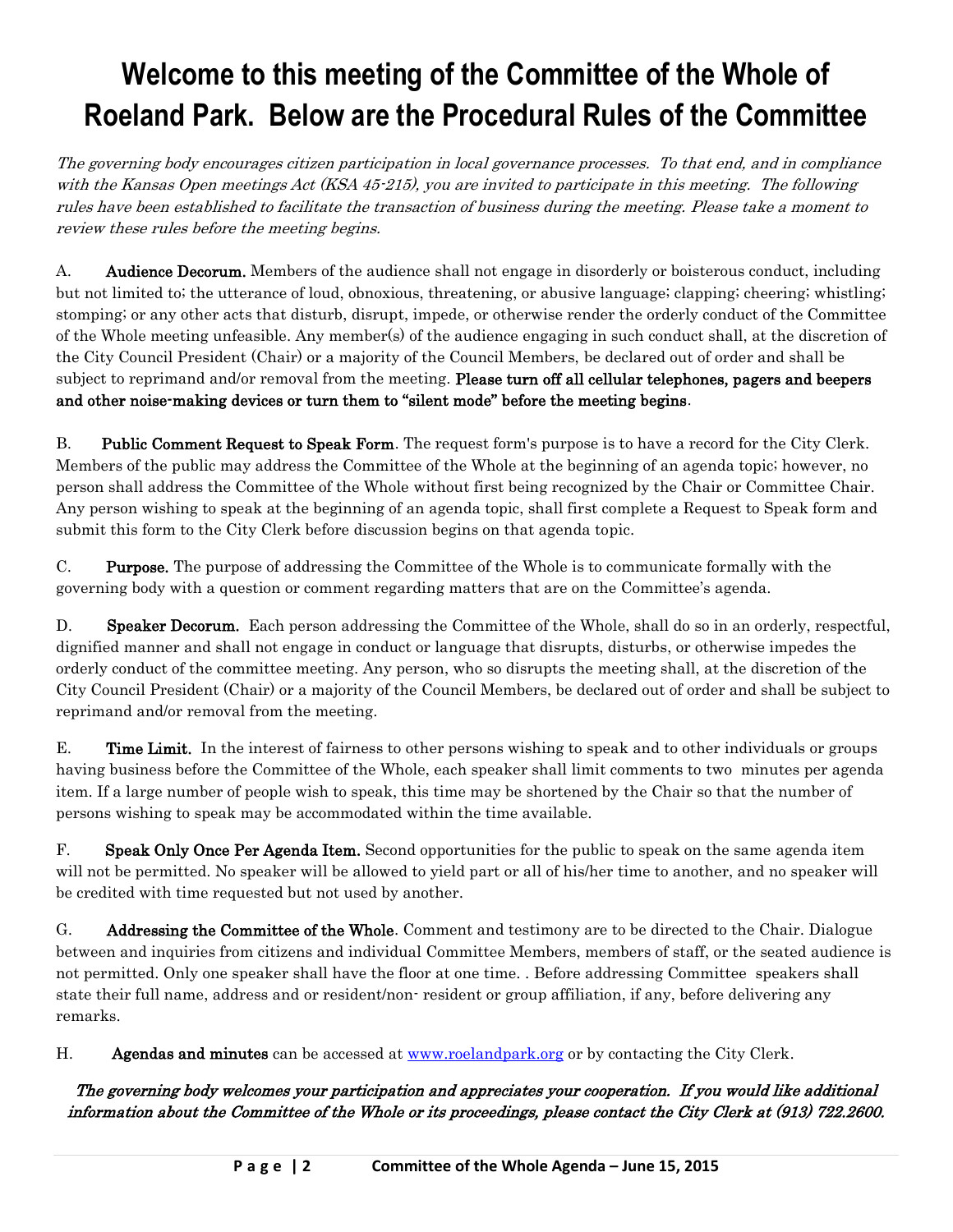# Welcome to this meeting of the Committee of the Whole of Roeland Park. Below are the Procedural Rules of the Committee

*The governing body encourages citizen participation in local governance processes. To that end, and in compliance with the Kansas Open meetings Act (KSA 45-215), you are invited to participate in this meeting. The following rules have been established to facilitate the transaction of business during the meeting. Please take a moment to review these rules before the meeting begins.*

A. **Audience Decorum.** Members of the audience shall not engage in disorderly or boisterous conduct, including but not limited to; the utterance of loud, obnoxious, threatening, or abusive language; clapping; cheering; whistling; stomping; or any other acts that disturb, disrupt, impede, or otherwise render the orderly conduct of the Committee of the Whole meeting unfeasible. Any member(s) of the audience engaging in such conduct shall, at the discretion of the City Council President (Chair) or a majority of the Council Members, be declared out of order and shall be subject to reprimand and/or removal from the meeting. **Please turn off all cellular telephones, pagers and beepers and other noise-making devices or turn them to "silent mode" before the meeting begins**.

B. **Public Comment Request to Speak Form**. The request form's purpose is to have a record for the City Clerk. Members of the public may address the Committee of the Whole at the beginning of an agenda topic; however, no person shall address the Committee of the Whole without first being recognized by the Chair or Committee Chair. Any person wishing to speak at the beginning of an agenda topic, shall first complete a Request to Speak form and submit this form to the City Clerk before discussion begins on that agenda topic.

C. **Purpose.** The purpose of addressing the Committee of the Whole is to communicate formally with the governing body with a question or comment regarding matters that are on the Committee's agenda.

D. **Speaker Decorum.** Each person addressing the Committee of the Whole, shall do so in an orderly, respectful, dignified manner and shall not engage in conduct or language that disrupts, disturbs, or otherwise impedes the orderly conduct of the committee meeting. Any person, who so disrupts the meeting shall, at the discretion of the City Council President (Chair) or a majority of the Council Members, be declared out of order and shall be subject to reprimand and/or removal from the meeting.

E. **Time Limit.** In the interest of fairness to other persons wishing to speak and to other individuals or groups having business before the Committee of the Whole, each speaker shall limit comments to two minutes per agenda item. If a large number of people wish to speak, this time may be shortened by the Chair so that the number of persons wishing to speak may be accommodated within the time available.

F. **Speak Only Once Per Agenda Item.** Second opportunities for the public to speak on the same agenda item will not be permitted. No speaker will be allowed to yield part or all of his/her time to another, and no speaker will be credited with time requested but not used by another.

G. **Addressing the Committee of the Whole**. Comment and testimony are to be directed to the Chair. Dialogue between and inquiries from citizens and individual Committee Members, members of staff, or the seated audience is not permitted. Only one speaker shall have the floor at one time. . Before addressing Committee speakers shall state their full name, address and or resident/non- resident or group affiliation, if any, before delivering any remarks.

H. **Agendas and minutes** can be accessed at www.roelandpark.org or by contacting the City Clerk.

***The governing body welcomes your participation and appreciates your cooperation. If you would like additional information about the Committee of the Whole or its proceedings, please contact the City Clerk at (913) 722.2600.***